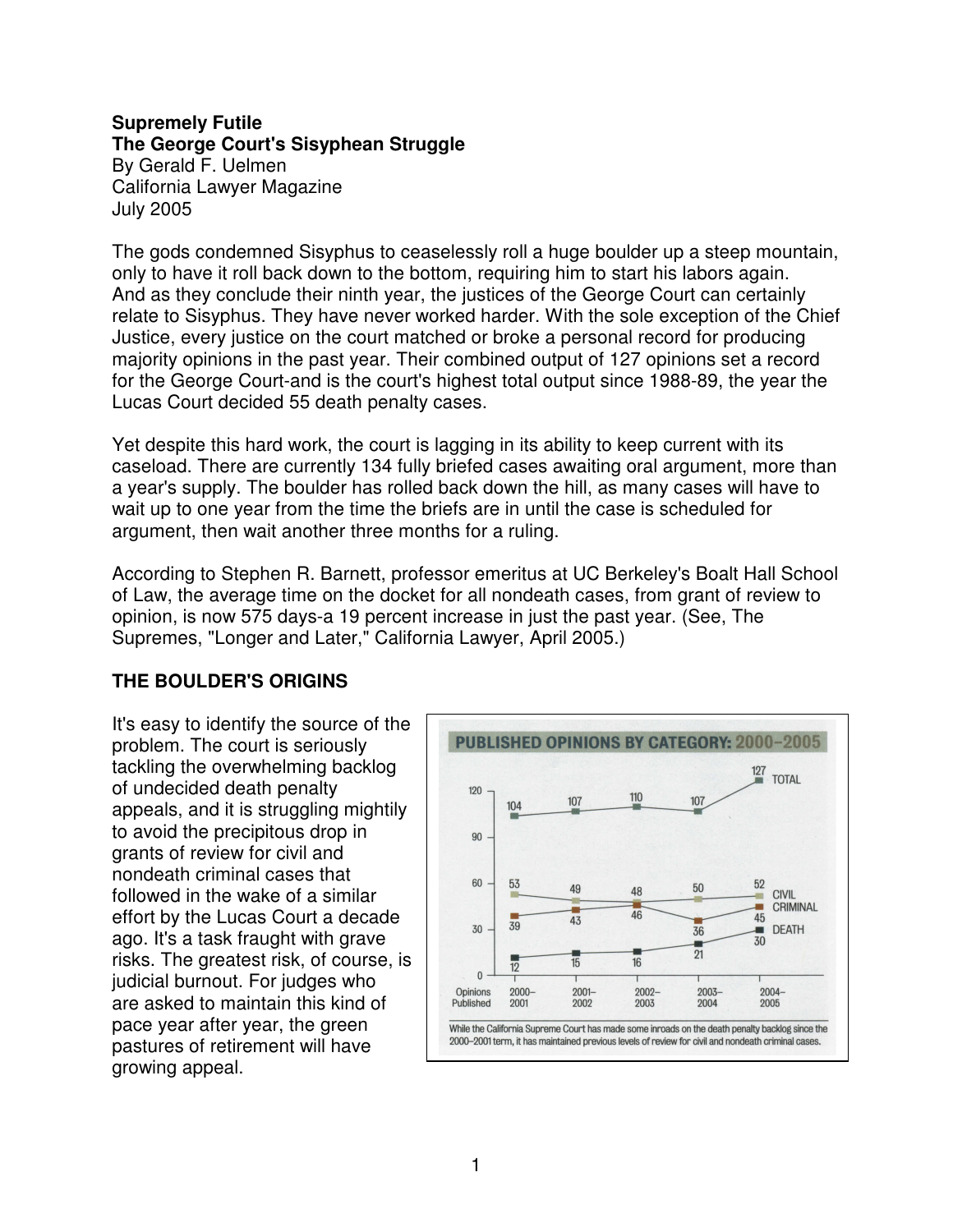**Supremely Futile**
**The George Court's Sisyphean Struggle**
By Gerald F. Uelmen
California Lawyer Magazine
July 2005

The gods condemned Sisyphus to ceaselessly roll a huge boulder up a steep mountain, only to have it roll back down to the bottom, requiring him to start his labors again. And as they conclude their ninth year, the justices of the George Court can certainly relate to Sisyphus. They have never worked harder. With the sole exception of the Chief Justice, every justice on the court matched or broke a personal record for producing majority opinions in the past year. Their combined output of 127 opinions set a record for the George Court-and is the court's highest total output since 1988-89, the year the Lucas Court decided 55 death penalty cases.

Yet despite this hard work, the court is lagging in its ability to keep current with its caseload. There are currently 134 fully briefed cases awaiting oral argument, more than a year's supply. The boulder has rolled back down the hill, as many cases will have to wait up to one year from the time the briefs are in until the case is scheduled for argument, then wait another three months for a ruling.

According to Stephen R. Barnett, professor emeritus at UC Berkeley's Boalt Hall School of Law, the average time on the docket for all nondeath cases, from grant of review to opinion, is now 575 days-a 19 percent increase in just the past year. (See, The Supremes, "Longer and Later," California Lawyer, April 2005.)

## THE BOULDER'S ORIGINS

It's easy to identify the source of the problem. The court is seriously tackling the overwhelming backlog of undecided death penalty appeals, and it is struggling mightily to avoid the precipitous drop in grants of review for civil and nondeath criminal cases that followed in the wake of a similar effort by the Lucas Court a decade ago. It's a task fraught with grave risks. The greatest risk, of course, is judicial burnout. For judges who are asked to maintain this kind of pace year after year, the green pastures of retirement will have growing appeal.

**PUBLISHED OPINIONS BY CATEGORY: 2000–2005**

| Opinions Published | 2000–2001 | 2001–2002 | 2002–2003 | 2003–2004 | 2004–2005 |
|---|---|---|---|---|---|
| TOTAL | 104 | 107 | 110 | 107 | 127 |
| CIVIL | 53 | 49 | 48 | 50 | 52 |
| CRIMINAL | 39 | 43 | 46 | 36 | 45 |
| DEATH | 12 | 15 | 16 | 21 | 30 |

While the California Supreme Court has made some inroads on the death penalty backlog since the 2000–2001 term, it has maintained previous levels of review for civil and nondeath criminal cases.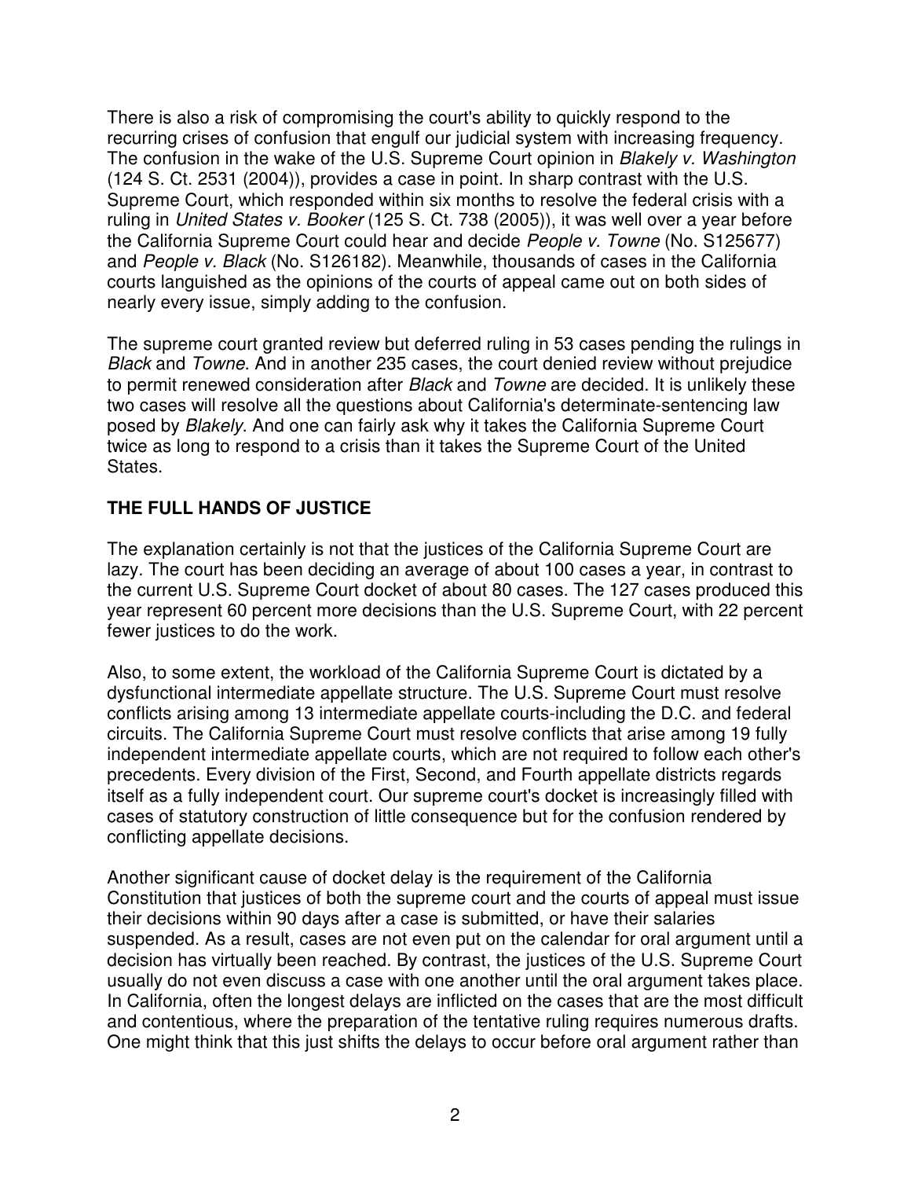There is also a risk of compromising the court's ability to quickly respond to the recurring crises of confusion that engulf our judicial system with increasing frequency. The confusion in the wake of the U.S. Supreme Court opinion in *Blakely v. Washington* (124 S. Ct. 2531 (2004)), provides a case in point. In sharp contrast with the U.S. Supreme Court, which responded within six months to resolve the federal crisis with a ruling in *United States v. Booker* (125 S. Ct. 738 (2005)), it was well over a year before the California Supreme Court could hear and decide *People v. Towne* (No. S125677) and *People v. Black* (No. S126182). Meanwhile, thousands of cases in the California courts languished as the opinions of the courts of appeal came out on both sides of nearly every issue, simply adding to the confusion.

The supreme court granted review but deferred ruling in 53 cases pending the rulings in *Black* and *Towne*. And in another 235 cases, the court denied review without prejudice to permit renewed consideration after *Black* and *Towne* are decided. It is unlikely these two cases will resolve all the questions about California's determinate-sentencing law posed by *Blakely*. And one can fairly ask why it takes the California Supreme Court twice as long to respond to a crisis than it takes the Supreme Court of the United States.

## THE FULL HANDS OF JUSTICE

The explanation certainly is not that the justices of the California Supreme Court are lazy. The court has been deciding an average of about 100 cases a year, in contrast to the current U.S. Supreme Court docket of about 80 cases. The 127 cases produced this year represent 60 percent more decisions than the U.S. Supreme Court, with 22 percent fewer justices to do the work.

Also, to some extent, the workload of the California Supreme Court is dictated by a dysfunctional intermediate appellate structure. The U.S. Supreme Court must resolve conflicts arising among 13 intermediate appellate courts-including the D.C. and federal circuits. The California Supreme Court must resolve conflicts that arise among 19 fully independent intermediate appellate courts, which are not required to follow each other's precedents. Every division of the First, Second, and Fourth appellate districts regards itself as a fully independent court. Our supreme court's docket is increasingly filled with cases of statutory construction of little consequence but for the confusion rendered by conflicting appellate decisions.

Another significant cause of docket delay is the requirement of the California Constitution that justices of both the supreme court and the courts of appeal must issue their decisions within 90 days after a case is submitted, or have their salaries suspended. As a result, cases are not even put on the calendar for oral argument until a decision has virtually been reached. By contrast, the justices of the U.S. Supreme Court usually do not even discuss a case with one another until the oral argument takes place. In California, often the longest delays are inflicted on the cases that are the most difficult and contentious, where the preparation of the tentative ruling requires numerous drafts. One might think that this just shifts the delays to occur before oral argument rather than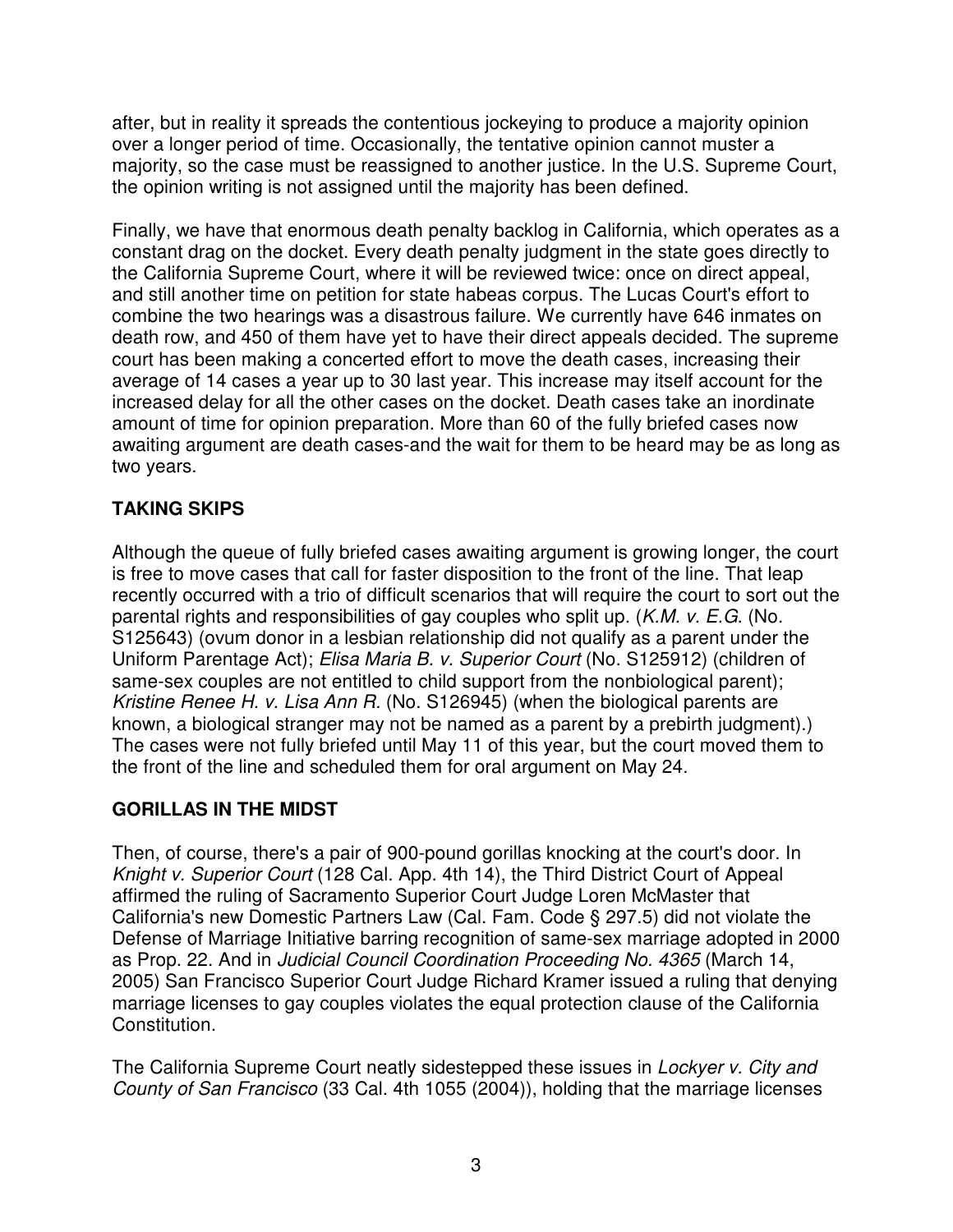after, but in reality it spreads the contentious jockeying to produce a majority opinion over a longer period of time. Occasionally, the tentative opinion cannot muster a majority, so the case must be reassigned to another justice. In the U.S. Supreme Court, the opinion writing is not assigned until the majority has been defined.

Finally, we have that enormous death penalty backlog in California, which operates as a constant drag on the docket. Every death penalty judgment in the state goes directly to the California Supreme Court, where it will be reviewed twice: once on direct appeal, and still another time on petition for state habeas corpus. The Lucas Court's effort to combine the two hearings was a disastrous failure. We currently have 646 inmates on death row, and 450 of them have yet to have their direct appeals decided. The supreme court has been making a concerted effort to move the death cases, increasing their average of 14 cases a year up to 30 last year. This increase may itself account for the increased delay for all the other cases on the docket. Death cases take an inordinate amount of time for opinion preparation. More than 60 of the fully briefed cases now awaiting argument are death cases-and the wait for them to be heard may be as long as two years.

## TAKING SKIPS

Although the queue of fully briefed cases awaiting argument is growing longer, the court is free to move cases that call for faster disposition to the front of the line. That leap recently occurred with a trio of difficult scenarios that will require the court to sort out the parental rights and responsibilities of gay couples who split up. (*K.M. v. E.G.* (No. S125643) (ovum donor in a lesbian relationship did not qualify as a parent under the Uniform Parentage Act); *Elisa Maria B. v. Superior Court* (No. S125912) (children of same-sex couples are not entitled to child support from the nonbiological parent); *Kristine Renee H. v. Lisa Ann R.* (No. S126945) (when the biological parents are known, a biological stranger may not be named as a parent by a prebirth judgment).) The cases were not fully briefed until May 11 of this year, but the court moved them to the front of the line and scheduled them for oral argument on May 24.

## GORILLAS IN THE MIDST

Then, of course, there's a pair of 900-pound gorillas knocking at the court's door. In *Knight v. Superior Court* (128 Cal. App. 4th 14), the Third District Court of Appeal affirmed the ruling of Sacramento Superior Court Judge Loren McMaster that California's new Domestic Partners Law (Cal. Fam. Code § 297.5) did not violate the Defense of Marriage Initiative barring recognition of same-sex marriage adopted in 2000 as Prop. 22. And in *Judicial Council Coordination Proceeding No. 4365* (March 14, 2005) San Francisco Superior Court Judge Richard Kramer issued a ruling that denying marriage licenses to gay couples violates the equal protection clause of the California Constitution.

The California Supreme Court neatly sidestepped these issues in *Lockyer v. City and County of San Francisco* (33 Cal. 4th 1055 (2004)), holding that the marriage licenses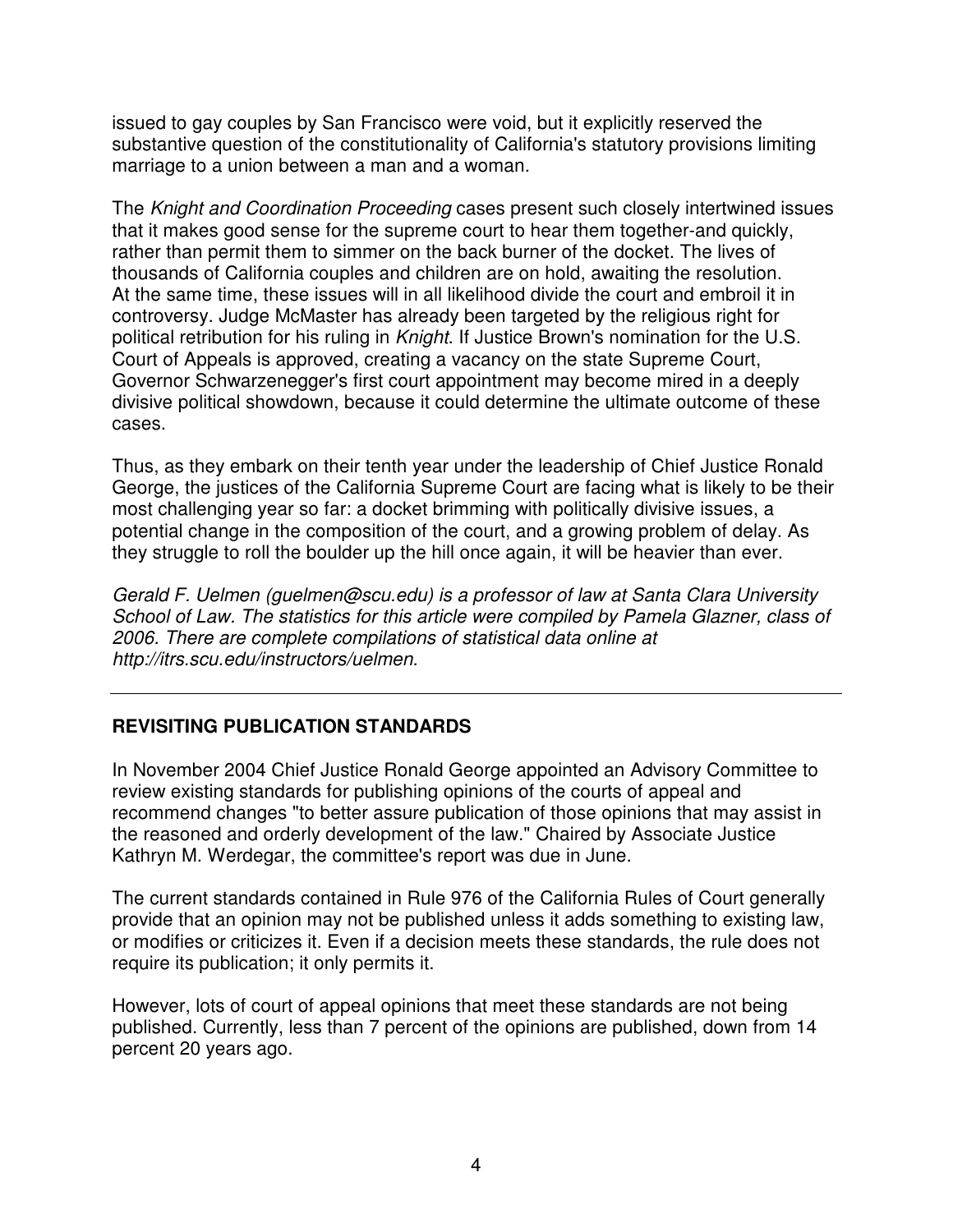issued to gay couples by San Francisco were void, but it explicitly reserved the substantive question of the constitutionality of California's statutory provisions limiting marriage to a union between a man and a woman.

The *Knight and Coordination Proceeding* cases present such closely intertwined issues that it makes good sense for the supreme court to hear them together-and quickly, rather than permit them to simmer on the back burner of the docket. The lives of thousands of California couples and children are on hold, awaiting the resolution. At the same time, these issues will in all likelihood divide the court and embroil it in controversy. Judge McMaster has already been targeted by the religious right for political retribution for his ruling in *Knight*. If Justice Brown's nomination for the U.S. Court of Appeals is approved, creating a vacancy on the state Supreme Court, Governor Schwarzenegger's first court appointment may become mired in a deeply divisive political showdown, because it could determine the ultimate outcome of these cases.

Thus, as they embark on their tenth year under the leadership of Chief Justice Ronald George, the justices of the California Supreme Court are facing what is likely to be their most challenging year so far: a docket brimming with politically divisive issues, a potential change in the composition of the court, and a growing problem of delay. As they struggle to roll the boulder up the hill once again, it will be heavier than ever.

*Gerald F. Uelmen (guelmen@scu.edu) is a professor of law at Santa Clara University School of Law. The statistics for this article were compiled by Pamela Glazner, class of 2006. There are complete compilations of statistical data online at http://itrs.scu.edu/instructors/uelmen.*

---

## REVISITING PUBLICATION STANDARDS

In November 2004 Chief Justice Ronald George appointed an Advisory Committee to review existing standards for publishing opinions of the courts of appeal and recommend changes "to better assure publication of those opinions that may assist in the reasoned and orderly development of the law." Chaired by Associate Justice Kathryn M. Werdegar, the committee's report was due in June.

The current standards contained in Rule 976 of the California Rules of Court generally provide that an opinion may not be published unless it adds something to existing law, or modifies or criticizes it. Even if a decision meets these standards, the rule does not require its publication; it only permits it.

However, lots of court of appeal opinions that meet these standards are not being published. Currently, less than 7 percent of the opinions are published, down from 14 percent 20 years ago.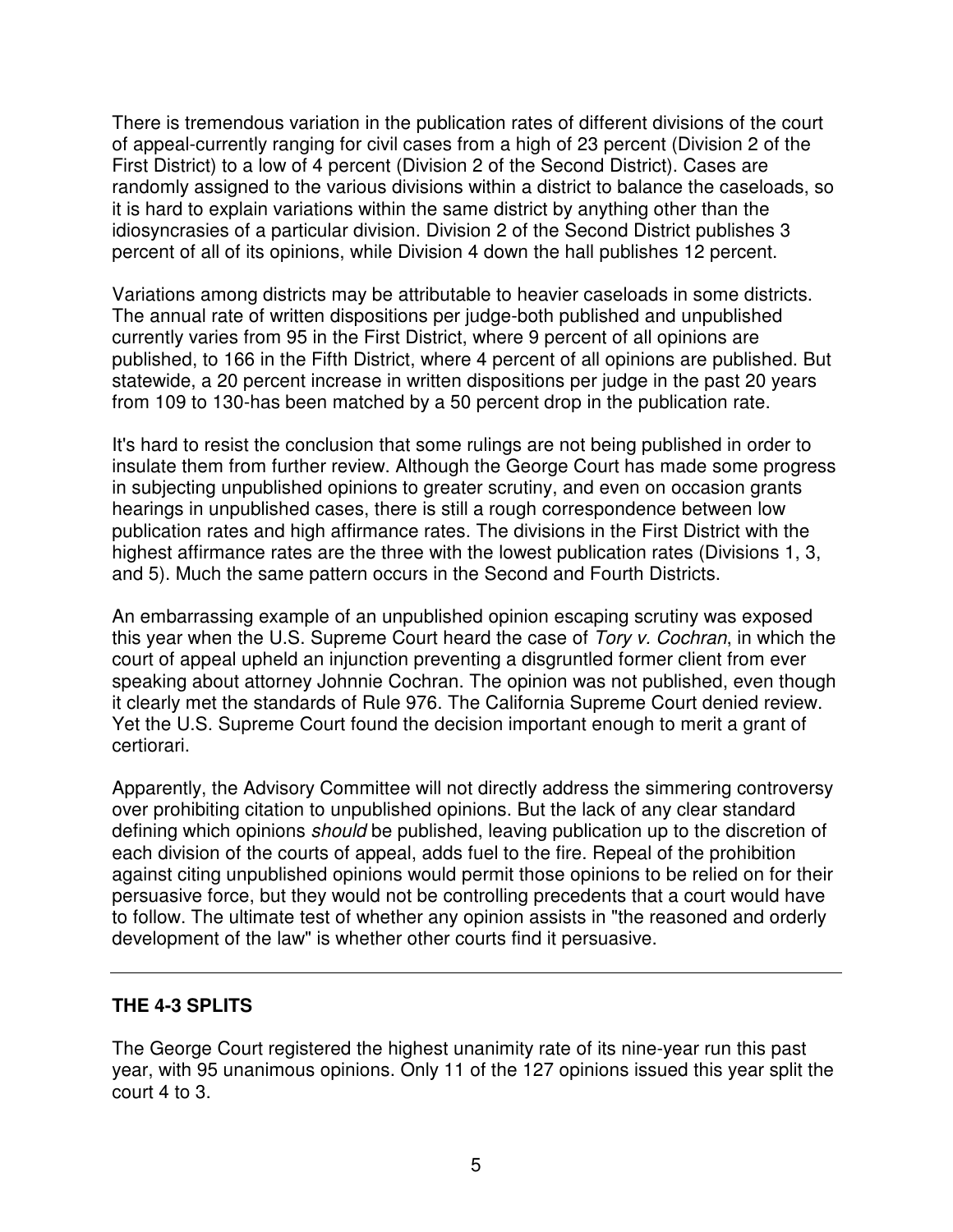There is tremendous variation in the publication rates of different divisions of the court of appeal-currently ranging for civil cases from a high of 23 percent (Division 2 of the First District) to a low of 4 percent (Division 2 of the Second District). Cases are randomly assigned to the various divisions within a district to balance the caseloads, so it is hard to explain variations within the same district by anything other than the idiosyncrasies of a particular division. Division 2 of the Second District publishes 3 percent of all of its opinions, while Division 4 down the hall publishes 12 percent.

Variations among districts may be attributable to heavier caseloads in some districts. The annual rate of written dispositions per judge-both published and unpublished currently varies from 95 in the First District, where 9 percent of all opinions are published, to 166 in the Fifth District, where 4 percent of all opinions are published. But statewide, a 20 percent increase in written dispositions per judge in the past 20 years from 109 to 130-has been matched by a 50 percent drop in the publication rate.

It's hard to resist the conclusion that some rulings are not being published in order to insulate them from further review. Although the George Court has made some progress in subjecting unpublished opinions to greater scrutiny, and even on occasion grants hearings in unpublished cases, there is still a rough correspondence between low publication rates and high affirmance rates. The divisions in the First District with the highest affirmance rates are the three with the lowest publication rates (Divisions 1, 3, and 5). Much the same pattern occurs in the Second and Fourth Districts.

An embarrassing example of an unpublished opinion escaping scrutiny was exposed this year when the U.S. Supreme Court heard the case of *Tory v. Cochran*, in which the court of appeal upheld an injunction preventing a disgruntled former client from ever speaking about attorney Johnnie Cochran. The opinion was not published, even though it clearly met the standards of Rule 976. The California Supreme Court denied review. Yet the U.S. Supreme Court found the decision important enough to merit a grant of certiorari.

Apparently, the Advisory Committee will not directly address the simmering controversy over prohibiting citation to unpublished opinions. But the lack of any clear standard defining which opinions *should* be published, leaving publication up to the discretion of each division of the courts of appeal, adds fuel to the fire. Repeal of the prohibition against citing unpublished opinions would permit those opinions to be relied on for their persuasive force, but they would not be controlling precedents that a court would have to follow. The ultimate test of whether any opinion assists in "the reasoned and orderly development of the law" is whether other courts find it persuasive.

---

## THE 4-3 SPLITS

The George Court registered the highest unanimity rate of its nine-year run this past year, with 95 unanimous opinions. Only 11 of the 127 opinions issued this year split the court 4 to 3.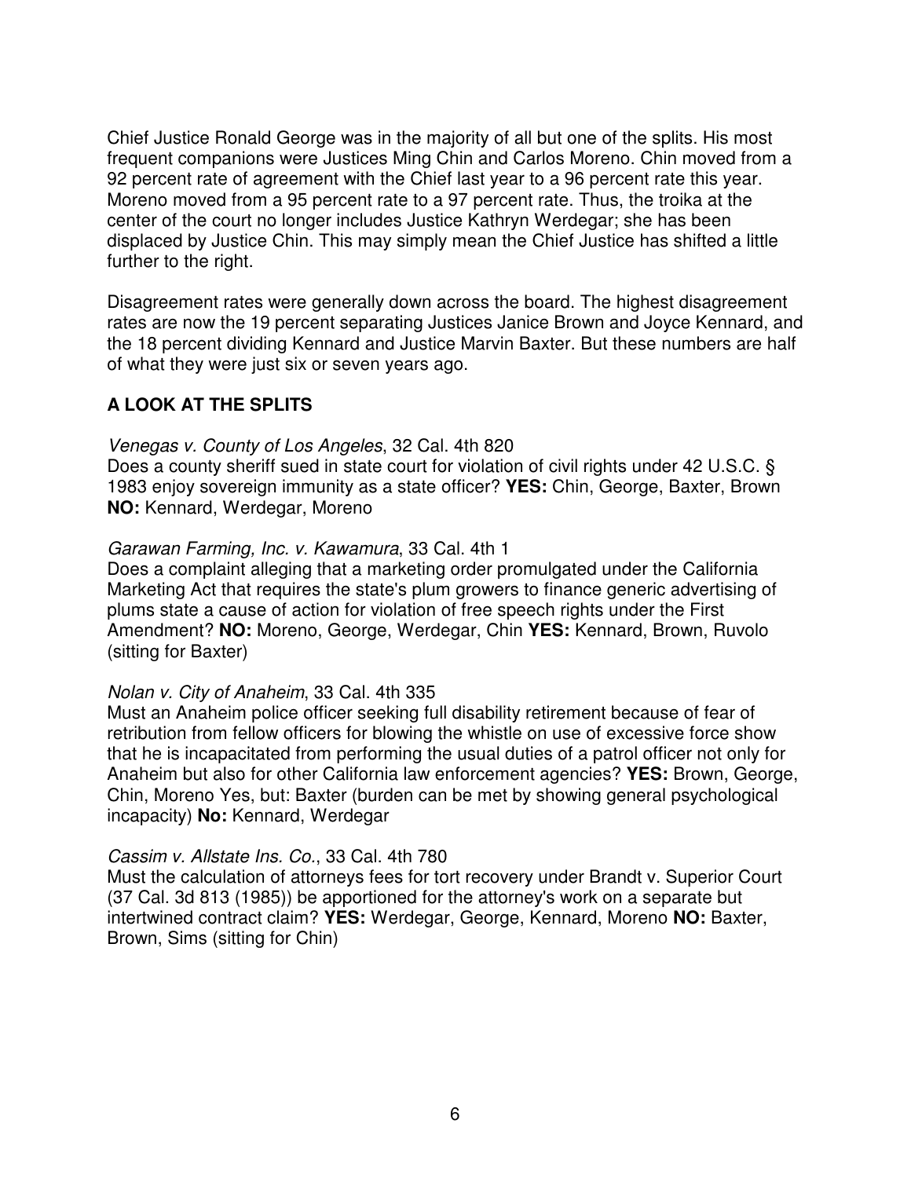Chief Justice Ronald George was in the majority of all but one of the splits. His most frequent companions were Justices Ming Chin and Carlos Moreno. Chin moved from a 92 percent rate of agreement with the Chief last year to a 96 percent rate this year. Moreno moved from a 95 percent rate to a 97 percent rate. Thus, the troika at the center of the court no longer includes Justice Kathryn Werdegar; she has been displaced by Justice Chin. This may simply mean the Chief Justice has shifted a little further to the right.

Disagreement rates were generally down across the board. The highest disagreement rates are now the 19 percent separating Justices Janice Brown and Joyce Kennard, and the 18 percent dividing Kennard and Justice Marvin Baxter. But these numbers are half of what they were just six or seven years ago.

## A LOOK AT THE SPLITS

*Venegas v. County of Los Angeles*, 32 Cal. 4th 820
Does a county sheriff sued in state court for violation of civil rights under 42 U.S.C. § 1983 enjoy sovereign immunity as a state officer? **YES:** Chin, George, Baxter, Brown **NO:** Kennard, Werdegar, Moreno

*Garawan Farming, Inc. v. Kawamura*, 33 Cal. 4th 1
Does a complaint alleging that a marketing order promulgated under the California Marketing Act that requires the state's plum growers to finance generic advertising of plums state a cause of action for violation of free speech rights under the First Amendment? **NO:** Moreno, George, Werdegar, Chin **YES:** Kennard, Brown, Ruvolo (sitting for Baxter)

*Nolan v. City of Anaheim*, 33 Cal. 4th 335
Must an Anaheim police officer seeking full disability retirement because of fear of retribution from fellow officers for blowing the whistle on use of excessive force show that he is incapacitated from performing the usual duties of a patrol officer not only for Anaheim but also for other California law enforcement agencies? **YES:** Brown, George, Chin, Moreno Yes, but: Baxter (burden can be met by showing general psychological incapacity) **No:** Kennard, Werdegar

*Cassim v. Allstate Ins. Co.*, 33 Cal. 4th 780
Must the calculation of attorneys fees for tort recovery under Brandt v. Superior Court (37 Cal. 3d 813 (1985)) be apportioned for the attorney's work on a separate but intertwined contract claim? **YES:** Werdegar, George, Kennard, Moreno **NO:** Baxter, Brown, Sims (sitting for Chin)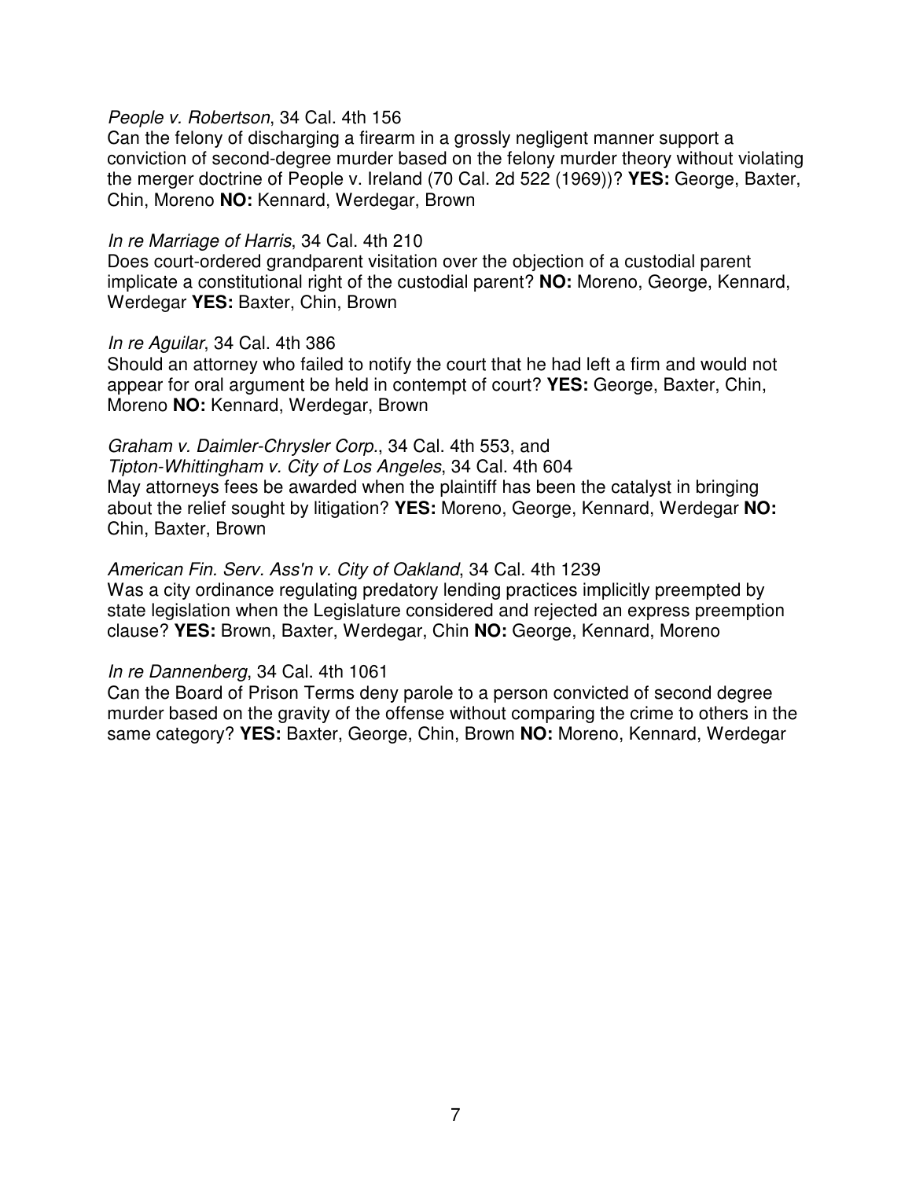*People v. Robertson*, 34 Cal. 4th 156
Can the felony of discharging a firearm in a grossly negligent manner support a conviction of second-degree murder based on the felony murder theory without violating the merger doctrine of People v. Ireland (70 Cal. 2d 522 (1969))? **YES:** George, Baxter, Chin, Moreno **NO:** Kennard, Werdegar, Brown

*In re Marriage of Harris*, 34 Cal. 4th 210
Does court-ordered grandparent visitation over the objection of a custodial parent implicate a constitutional right of the custodial parent? **NO:** Moreno, George, Kennard, Werdegar **YES:** Baxter, Chin, Brown

*In re Aguilar*, 34 Cal. 4th 386
Should an attorney who failed to notify the court that he had left a firm and would not appear for oral argument be held in contempt of court? **YES:** George, Baxter, Chin, Moreno **NO:** Kennard, Werdegar, Brown

*Graham v. Daimler-Chrysler Corp.*, 34 Cal. 4th 553, and
*Tipton-Whittingham v. City of Los Angeles*, 34 Cal. 4th 604
May attorneys fees be awarded when the plaintiff has been the catalyst in bringing about the relief sought by litigation? **YES:** Moreno, George, Kennard, Werdegar **NO:** Chin, Baxter, Brown

*American Fin. Serv. Ass'n v. City of Oakland*, 34 Cal. 4th 1239
Was a city ordinance regulating predatory lending practices implicitly preempted by state legislation when the Legislature considered and rejected an express preemption clause? **YES:** Brown, Baxter, Werdegar, Chin **NO:** George, Kennard, Moreno

*In re Dannenberg*, 34 Cal. 4th 1061
Can the Board of Prison Terms deny parole to a person convicted of second degree murder based on the gravity of the offense without comparing the crime to others in the same category? **YES:** Baxter, George, Chin, Brown **NO:** Moreno, Kennard, Werdegar